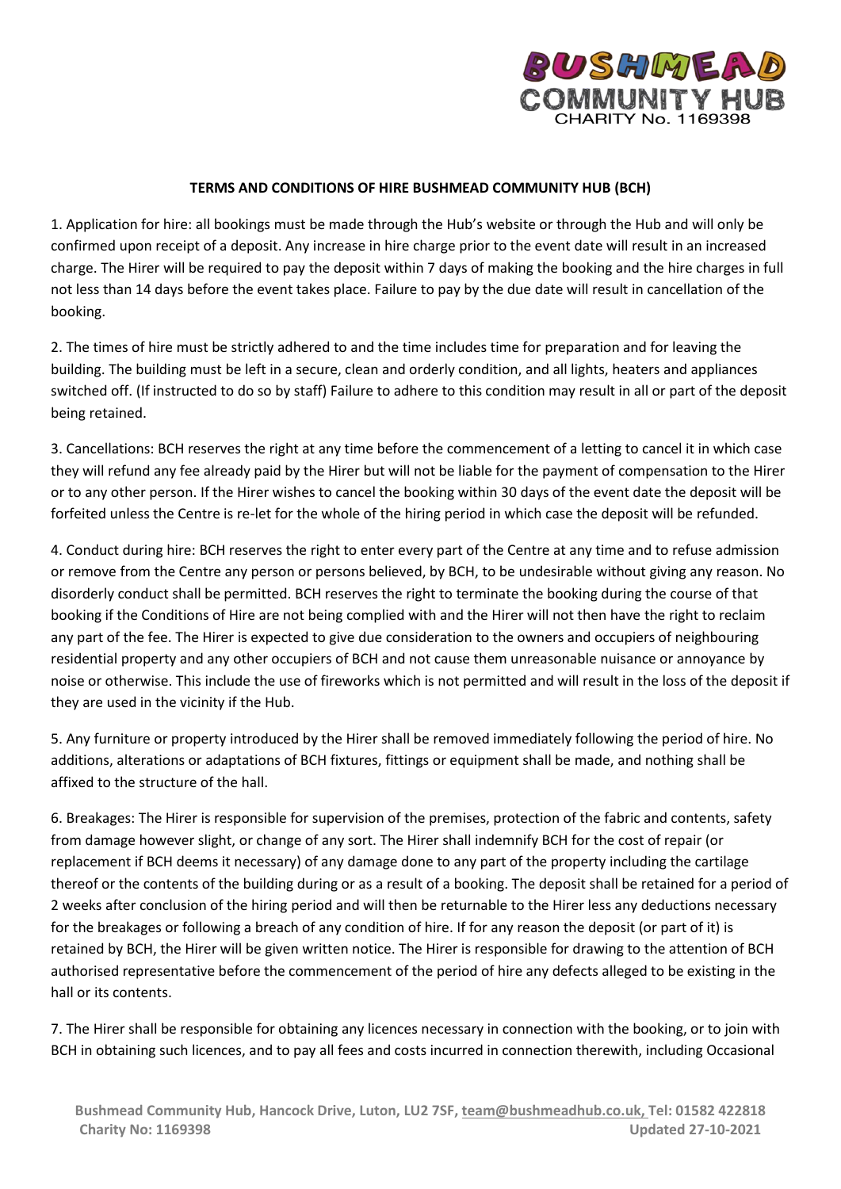**TERMS AND CONDITIONS OF HIRE BUSHMEAD COMMUNITY HUB (BCH)**

1. Application for hire: all bookings must be made through the Hub's website or through the Hub and will only be confirmed upon receipt of a deposit. Any increase in hire charge prior to the event date will result in an increased charge. The Hirer will be required to pay the deposit within 7 days of making the booking and the hire charges in full not less than 14 days before the event takes place. Failure to pay by the due date will result in cancellation of the booking.

2. The times of hire must be strictly adhered to and the time includes time for preparation and for leaving the building. The building must be left in a secure, clean and orderly condition, and all lights, heaters and appliances switched off. (If instructed to do so by staff) Failure to adhere to this condition may result in all or part of the deposit being retained.

3. Cancellations: BCH reserves the right at any time before the commencement of a letting to cancel it in which case they will refund any fee already paid by the Hirer but will not be liable for the payment of compensation to the Hirer or to any other person. If the Hirer wishes to cancel the booking within 30 days of the event date the deposit will be forfeited unless the Centre is re-let for the whole of the hiring period in which case the deposit will be refunded.

4. Conduct during hire: BCH reserves the right to enter every part of the Centre at any time and to refuse admission or remove from the Centre any person or persons believed, by BCH, to be undesirable without giving any reason. No disorderly conduct shall be permitted. BCH reserves the right to terminate the booking during the course of that booking if the Conditions of Hire are not being complied with and the Hirer will not then have the right to reclaim any part of the fee. The Hirer is expected to give due consideration to the owners and occupiers of neighbouring residential property and any other occupiers of BCH and not cause them unreasonable nuisance or annoyance by noise or otherwise. This include the use of fireworks which is not permitted and will result in the loss of the deposit if they are used in the vicinity if the Hub.

5. Any furniture or property introduced by the Hirer shall be removed immediately following the period of hire. No additions, alterations or adaptations of BCH fixtures, fittings or equipment shall be made, and nothing shall be affixed to the structure of the hall.

6. Breakages: The Hirer is responsible for supervision of the premises, protection of the fabric and contents, safety from damage however slight, or change of any sort. The Hirer shall indemnify BCH for the cost of repair (or replacement if BCH deems it necessary) of any damage done to any part of the property including the cartilage thereof or the contents of the building during or as a result of a booking. The deposit shall be retained for a period of 2 weeks after conclusion of the hiring period and will then be returnable to the Hirer less any deductions necessary for the breakages or following a breach of any condition of hire. If for any reason the deposit (or part of it) is retained by BCH, the Hirer will be given written notice. The Hirer is responsible for drawing to the attention of BCH authorised representative before the commencement of the period of hire any defects alleged to be existing in the hall or its contents.

7. The Hirer shall be responsible for obtaining any licences necessary in connection with the booking, or to join with BCH in obtaining such licences, and to pay all fees and costs incurred in connection therewith, including Occasional

Bushmead Community Hub, Hancock Drive, Luton, LU2 7SF, team@bushmeadhub.co.uk, Tel: 01582 422818
Charity No: 1169398 Updated 27-10-2021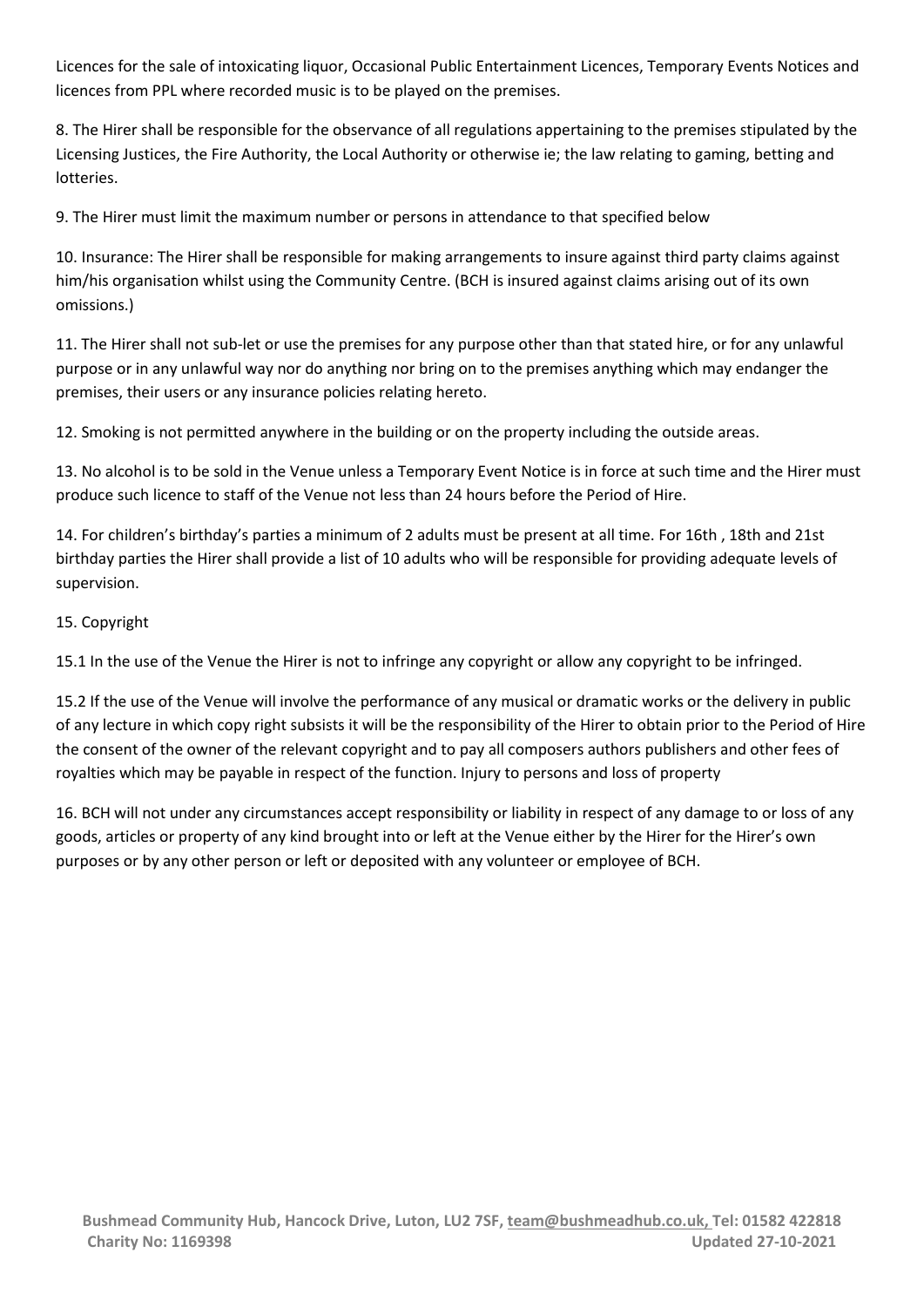Licences for the sale of intoxicating liquor, Occasional Public Entertainment Licences, Temporary Events Notices and licences from PPL where recorded music is to be played on the premises.

8. The Hirer shall be responsible for the observance of all regulations appertaining to the premises stipulated by the Licensing Justices, the Fire Authority, the Local Authority or otherwise ie; the law relating to gaming, betting and lotteries.

9. The Hirer must limit the maximum number or persons in attendance to that specified below

10. Insurance: The Hirer shall be responsible for making arrangements to insure against third party claims against him/his organisation whilst using the Community Centre. (BCH is insured against claims arising out of its own omissions.)

11. The Hirer shall not sub-let or use the premises for any purpose other than that stated hire, or for any unlawful purpose or in any unlawful way nor do anything nor bring on to the premises anything which may endanger the premises, their users or any insurance policies relating hereto.

12. Smoking is not permitted anywhere in the building or on the property including the outside areas.

13. No alcohol is to be sold in the Venue unless a Temporary Event Notice is in force at such time and the Hirer must produce such licence to staff of the Venue not less than 24 hours before the Period of Hire.

14. For children's birthday's parties a minimum of 2 adults must be present at all time. For 16th , 18th and 21st birthday parties the Hirer shall provide a list of 10 adults who will be responsible for providing adequate levels of supervision.

15. Copyright

15.1 In the use of the Venue the Hirer is not to infringe any copyright or allow any copyright to be infringed.

15.2 If the use of the Venue will involve the performance of any musical or dramatic works or the delivery in public of any lecture in which copy right subsists it will be the responsibility of the Hirer to obtain prior to the Period of Hire the consent of the owner of the relevant copyright and to pay all composers authors publishers and other fees of royalties which may be payable in respect of the function. Injury to persons and loss of property

16. BCH will not under any circumstances accept responsibility or liability in respect of any damage to or loss of any goods, articles or property of any kind brought into or left at the Venue either by the Hirer for the Hirer's own purposes or by any other person or left or deposited with any volunteer or employee of BCH.

**Bushmead Community Hub, Hancock Drive, Luton, LU2 7SF, team@bushmeadhub.co.uk, Tel: 01582 422818**
**Charity No: 1169398** **Updated 27-10-2021**